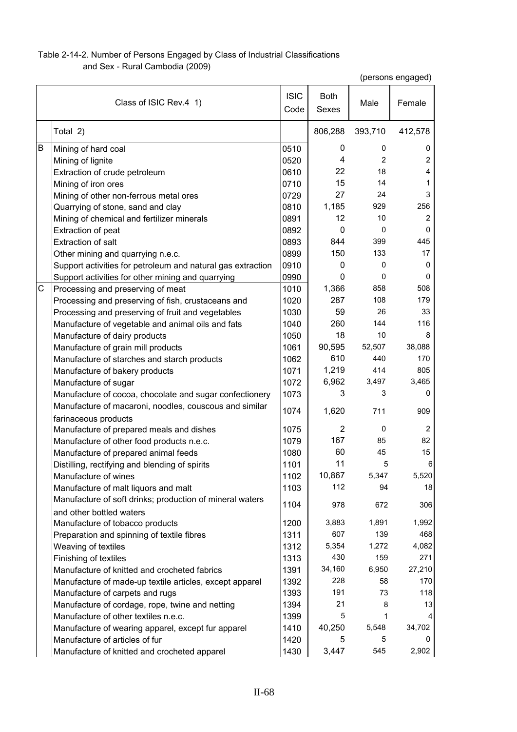Table 2-14-2. Number of Persons Engaged by Class of Industrial Classifications and Sex - Rural Cambodia (2009)

(persons engaged)

| | Class of ISIC Rev.4 1) | ISIC Code | Both Sexes | Male | Female |
|---|---|---|---|---|---|
| | Total 2) | | 806,288 | 393,710 | 412,578 |
| B | Mining of hard coal | 0510 | 0 | 0 | 0 |
| | Mining of lignite | 0520 | 4 | 2 | 2 |
| | Extraction of crude petroleum | 0610 | 22 | 18 | 4 |
| | Mining of iron ores | 0710 | 15 | 14 | 1 |
| | Mining of other non-ferrous metal ores | 0729 | 27 | 24 | 3 |
| | Quarrying of stone, sand and clay | 0810 | 1,185 | 929 | 256 |
| | Mining of chemical and fertilizer minerals | 0891 | 12 | 10 | 2 |
| | Extraction of peat | 0892 | 0 | 0 | 0 |
| | Extraction of salt | 0893 | 844 | 399 | 445 |
| | Other mining and quarrying n.e.c. | 0899 | 150 | 133 | 17 |
| | Support activities for petroleum and natural gas extraction | 0910 | 0 | 0 | 0 |
| | Support activities for other mining and quarrying | 0990 | 0 | 0 | 0 |
| C | Processing and preserving of meat | 1010 | 1,366 | 858 | 508 |
| | Processing and preserving of fish, crustaceans and | 1020 | 287 | 108 | 179 |
| | Processing and preserving of fruit and vegetables | 1030 | 59 | 26 | 33 |
| | Manufacture of vegetable and animal oils and fats | 1040 | 260 | 144 | 116 |
| | Manufacture of dairy products | 1050 | 18 | 10 | 8 |
| | Manufacture of grain mill products | 1061 | 90,595 | 52,507 | 38,088 |
| | Manufacture of starches and starch products | 1062 | 610 | 440 | 170 |
| | Manufacture of bakery products | 1071 | 1,219 | 414 | 805 |
| | Manufacture of sugar | 1072 | 6,962 | 3,497 | 3,465 |
| | Manufacture of cocoa, chocolate and sugar confectionery | 1073 | 3 | 3 | 0 |
| | Manufacture of macaroni, noodles, couscous and similar farinaceous products | 1074 | 1,620 | 711 | 909 |
| | Manufacture of prepared meals and dishes | 1075 | 2 | 0 | 2 |
| | Manufacture of other food products n.e.c. | 1079 | 167 | 85 | 82 |
| | Manufacture of prepared animal feeds | 1080 | 60 | 45 | 15 |
| | Distilling, rectifying and blending of spirits | 1101 | 11 | 5 | 6 |
| | Manufacture of wines | 1102 | 10,867 | 5,347 | 5,520 |
| | Manufacture of malt liquors and malt | 1103 | 112 | 94 | 18 |
| | Manufacture of soft drinks; production of mineral waters and other bottled waters | 1104 | 978 | 672 | 306 |
| | Manufacture of tobacco products | 1200 | 3,883 | 1,891 | 1,992 |
| | Preparation and spinning of textile fibres | 1311 | 607 | 139 | 468 |
| | Weaving of textiles | 1312 | 5,354 | 1,272 | 4,082 |
| | Finishing of textiles | 1313 | 430 | 159 | 271 |
| | Manufacture of knitted and crocheted fabrics | 1391 | 34,160 | 6,950 | 27,210 |
| | Manufacture of made-up textile articles, except apparel | 1392 | 228 | 58 | 170 |
| | Manufacture of carpets and rugs | 1393 | 191 | 73 | 118 |
| | Manufacture of cordage, rope, twine and netting | 1394 | 21 | 8 | 13 |
| | Manufacture of other textiles n.e.c. | 1399 | 5 | 1 | 4 |
| | Manufacture of wearing apparel, except fur apparel | 1410 | 40,250 | 5,548 | 34,702 |
| | Manufacture of articles of fur | 1420 | 5 | 5 | 0 |
| | Manufacture of knitted and crocheted apparel | 1430 | 3,447 | 545 | 2,902 |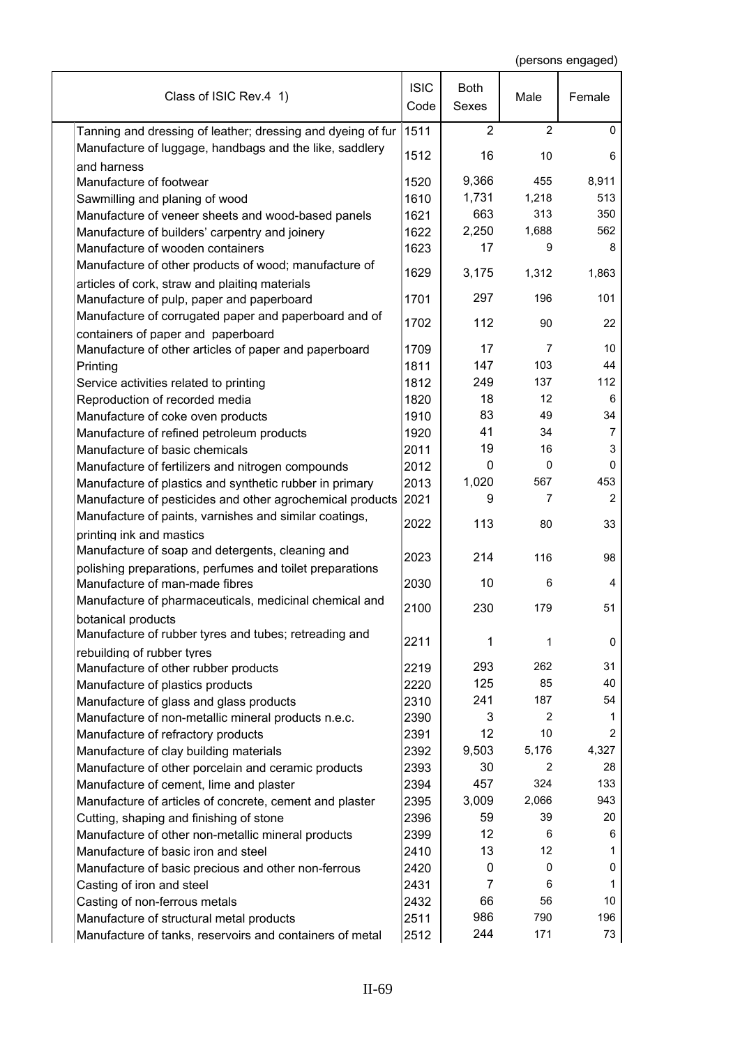(persons engaged)

| Class of ISIC Rev.4 1) | ISIC Code | Both Sexes | Male | Female |
|---|---|---|---|---|
| Tanning and dressing of leather; dressing and dyeing of fur | 1511 | 2 | 2 | 0 |
| Manufacture of luggage, handbags and the like, saddlery and harness | 1512 | 16 | 10 | 6 |
| Manufacture of footwear | 1520 | 9,366 | 455 | 8,911 |
| Sawmilling and planing of wood | 1610 | 1,731 | 1,218 | 513 |
| Manufacture of veneer sheets and wood-based panels | 1621 | 663 | 313 | 350 |
| Manufacture of builders' carpentry and joinery | 1622 | 2,250 | 1,688 | 562 |
| Manufacture of wooden containers | 1623 | 17 | 9 | 8 |
| Manufacture of other products of wood; manufacture of articles of cork, straw and plaiting materials | 1629 | 3,175 | 1,312 | 1,863 |
| Manufacture of pulp, paper and paperboard | 1701 | 297 | 196 | 101 |
| Manufacture of corrugated paper and paperboard and of containers of paper and paperboard | 1702 | 112 | 90 | 22 |
| Manufacture of other articles of paper and paperboard | 1709 | 17 | 7 | 10 |
| Printing | 1811 | 147 | 103 | 44 |
| Service activities related to printing | 1812 | 249 | 137 | 112 |
| Reproduction of recorded media | 1820 | 18 | 12 | 6 |
| Manufacture of coke oven products | 1910 | 83 | 49 | 34 |
| Manufacture of refined petroleum products | 1920 | 41 | 34 | 7 |
| Manufacture of basic chemicals | 2011 | 19 | 16 | 3 |
| Manufacture of fertilizers and nitrogen compounds | 2012 | 0 | 0 | 0 |
| Manufacture of plastics and synthetic rubber in primary | 2013 | 1,020 | 567 | 453 |
| Manufacture of pesticides and other agrochemical products | 2021 | 9 | 7 | 2 |
| Manufacture of paints, varnishes and similar coatings, printing ink and mastics | 2022 | 113 | 80 | 33 |
| Manufacture of soap and detergents, cleaning and polishing preparations, perfumes and toilet preparations | 2023 | 214 | 116 | 98 |
| Manufacture of man-made fibres | 2030 | 10 | 6 | 4 |
| Manufacture of pharmaceuticals, medicinal chemical and botanical products | 2100 | 230 | 179 | 51 |
| Manufacture of rubber tyres and tubes; retreading and rebuilding of rubber tyres | 2211 | 1 | 1 | 0 |
| Manufacture of other rubber products | 2219 | 293 | 262 | 31 |
| Manufacture of plastics products | 2220 | 125 | 85 | 40 |
| Manufacture of glass and glass products | 2310 | 241 | 187 | 54 |
| Manufacture of non-metallic mineral products n.e.c. | 2390 | 3 | 2 | 1 |
| Manufacture of refractory products | 2391 | 12 | 10 | 2 |
| Manufacture of clay building materials | 2392 | 9,503 | 5,176 | 4,327 |
| Manufacture of other porcelain and ceramic products | 2393 | 30 | 2 | 28 |
| Manufacture of cement, lime and plaster | 2394 | 457 | 324 | 133 |
| Manufacture of articles of concrete, cement and plaster | 2395 | 3,009 | 2,066 | 943 |
| Cutting, shaping and finishing of stone | 2396 | 59 | 39 | 20 |
| Manufacture of other non-metallic mineral products | 2399 | 12 | 6 | 6 |
| Manufacture of basic iron and steel | 2410 | 13 | 12 | 1 |
| Manufacture of basic precious and other non-ferrous | 2420 | 0 | 0 | 0 |
| Casting of iron and steel | 2431 | 7 | 6 | 1 |
| Casting of non-ferrous metals | 2432 | 66 | 56 | 10 |
| Manufacture of structural metal products | 2511 | 986 | 790 | 196 |
| Manufacture of tanks, reservoirs and containers of metal | 2512 | 244 | 171 | 73 |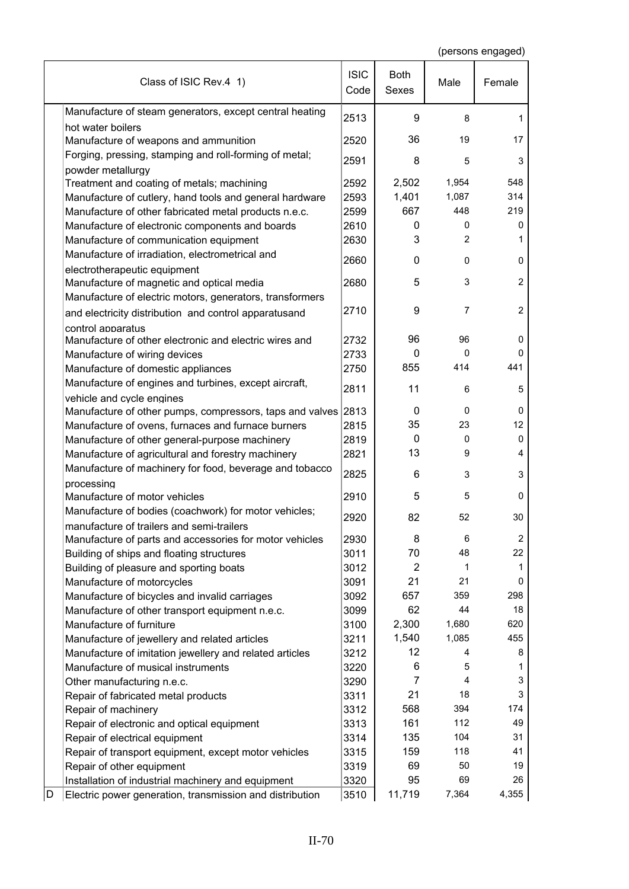(persons engaged)

| | Class of ISIC Rev.4 1) | ISIC Code | Both Sexes | Male | Female |
|---|---|---|---|---|---|
| | Manufacture of steam generators, except central heating hot water boilers | 2513 | 9 | 8 | 1 |
| | Manufacture of weapons and ammunition | 2520 | 36 | 19 | 17 |
| | Forging, pressing, stamping and roll-forming of metal; powder metallurgy | 2591 | 8 | 5 | 3 |
| | Treatment and coating of metals; machining | 2592 | 2,502 | 1,954 | 548 |
| | Manufacture of cutlery, hand tools and general hardware | 2593 | 1,401 | 1,087 | 314 |
| | Manufacture of other fabricated metal products n.e.c. | 2599 | 667 | 448 | 219 |
| | Manufacture of electronic components and boards | 2610 | 0 | 0 | 0 |
| | Manufacture of communication equipment | 2630 | 3 | 2 | 1 |
| | Manufacture of irradiation, electrometrical and electrotherapeutic equipment | 2660 | 0 | 0 | 0 |
| | Manufacture of magnetic and optical media | 2680 | 5 | 3 | 2 |
| | Manufacture of electric motors, generators, transformers and electricity distribution and control apparatusand control apparatus | 2710 | 9 | 7 | 2 |
| | Manufacture of other electronic and electric wires and | 2732 | 96 | 96 | 0 |
| | Manufacture of wiring devices | 2733 | 0 | 0 | 0 |
| | Manufacture of domestic appliances | 2750 | 855 | 414 | 441 |
| | Manufacture of engines and turbines, except aircraft, vehicle and cycle engines | 2811 | 11 | 6 | 5 |
| | Manufacture of other pumps, compressors, taps and valves | 2813 | 0 | 0 | 0 |
| | Manufacture of ovens, furnaces and furnace burners | 2815 | 35 | 23 | 12 |
| | Manufacture of other general-purpose machinery | 2819 | 0 | 0 | 0 |
| | Manufacture of agricultural and forestry machinery | 2821 | 13 | 9 | 4 |
| | Manufacture of machinery for food, beverage and tobacco processing | 2825 | 6 | 3 | 3 |
| | Manufacture of motor vehicles | 2910 | 5 | 5 | 0 |
| | Manufacture of bodies (coachwork) for motor vehicles; manufacture of trailers and semi-trailers | 2920 | 82 | 52 | 30 |
| | Manufacture of parts and accessories for motor vehicles | 2930 | 8 | 6 | 2 |
| | Building of ships and floating structures | 3011 | 70 | 48 | 22 |
| | Building of pleasure and sporting boats | 3012 | 2 | 1 | 1 |
| | Manufacture of motorcycles | 3091 | 21 | 21 | 0 |
| | Manufacture of bicycles and invalid carriages | 3092 | 657 | 359 | 298 |
| | Manufacture of other transport equipment n.e.c. | 3099 | 62 | 44 | 18 |
| | Manufacture of furniture | 3100 | 2,300 | 1,680 | 620 |
| | Manufacture of jewellery and related articles | 3211 | 1,540 | 1,085 | 455 |
| | Manufacture of imitation jewellery and related articles | 3212 | 12 | 4 | 8 |
| | Manufacture of musical instruments | 3220 | 6 | 5 | 1 |
| | Other manufacturing n.e.c. | 3290 | 7 | 4 | 3 |
| | Repair of fabricated metal products | 3311 | 21 | 18 | 3 |
| | Repair of machinery | 3312 | 568 | 394 | 174 |
| | Repair of electronic and optical equipment | 3313 | 161 | 112 | 49 |
| | Repair of electrical equipment | 3314 | 135 | 104 | 31 |
| | Repair of transport equipment, except motor vehicles | 3315 | 159 | 118 | 41 |
| | Repair of other equipment | 3319 | 69 | 50 | 19 |
| | Installation of industrial machinery and equipment | 3320 | 95 | 69 | 26 |
| D | Electric power generation, transmission and distribution | 3510 | 11,719 | 7,364 | 4,355 |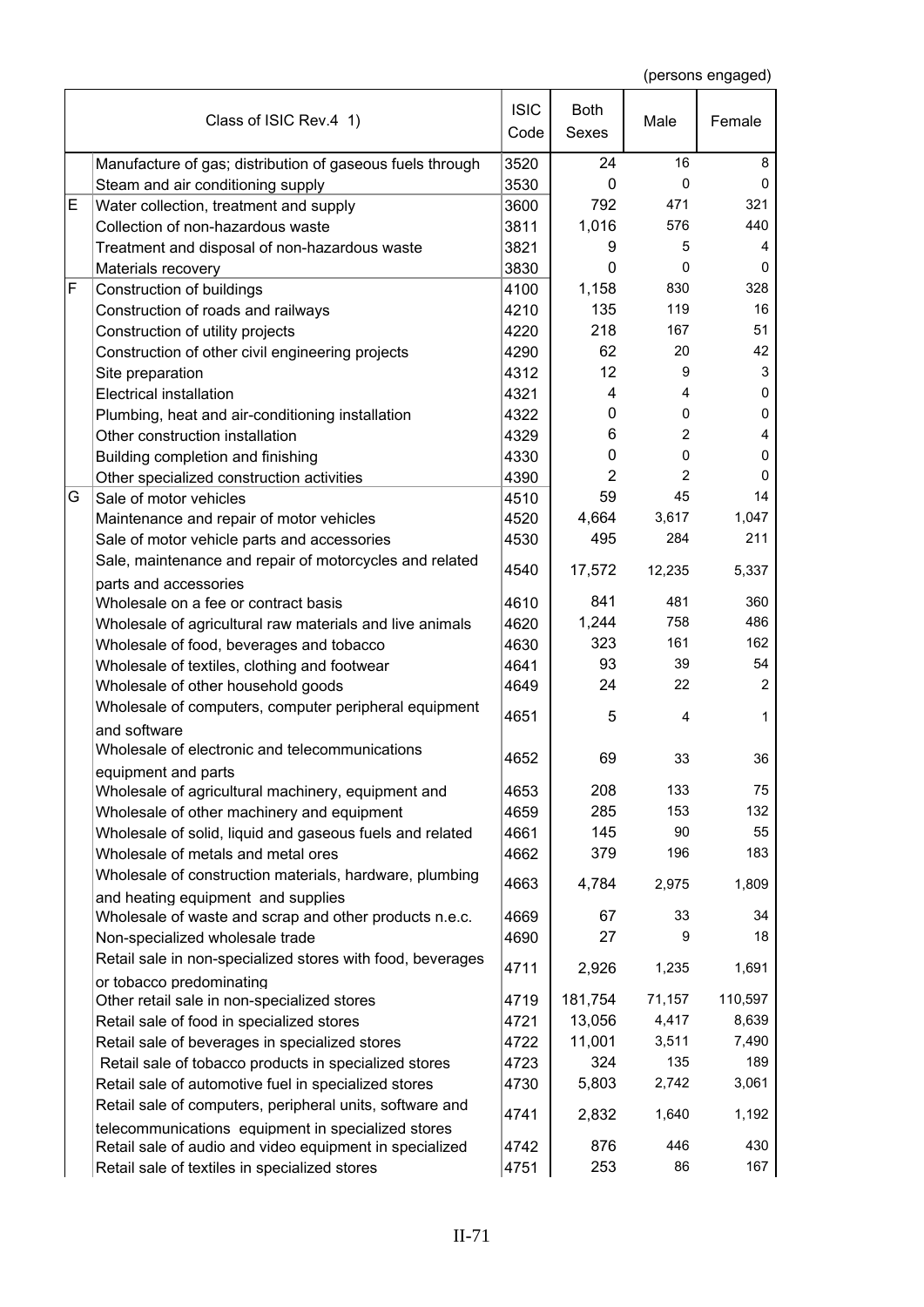(persons engaged)

| | Class of ISIC Rev.4 1) | ISIC Code | Both Sexes | Male | Female |
|---|---|---|---|---|---|
| | Manufacture of gas; distribution of gaseous fuels through | 3520 | 24 | 16 | 8 |
| | Steam and air conditioning supply | 3530 | 0 | 0 | 0 |
| E | Water collection, treatment and supply | 3600 | 792 | 471 | 321 |
| | Collection of non-hazardous waste | 3811 | 1,016 | 576 | 440 |
| | Treatment and disposal of non-hazardous waste | 3821 | 9 | 5 | 4 |
| | Materials recovery | 3830 | 0 | 0 | 0 |
| F | Construction of buildings | 4100 | 1,158 | 830 | 328 |
| | Construction of roads and railways | 4210 | 135 | 119 | 16 |
| | Construction of utility projects | 4220 | 218 | 167 | 51 |
| | Construction of other civil engineering projects | 4290 | 62 | 20 | 42 |
| | Site preparation | 4312 | 12 | 9 | 3 |
| | Electrical installation | 4321 | 4 | 4 | 0 |
| | Plumbing, heat and air-conditioning installation | 4322 | 0 | 0 | 0 |
| | Other construction installation | 4329 | 6 | 2 | 4 |
| | Building completion and finishing | 4330 | 0 | 0 | 0 |
| | Other specialized construction activities | 4390 | 2 | 2 | 0 |
| G | Sale of motor vehicles | 4510 | 59 | 45 | 14 |
| | Maintenance and repair of motor vehicles | 4520 | 4,664 | 3,617 | 1,047 |
| | Sale of motor vehicle parts and accessories | 4530 | 495 | 284 | 211 |
| | Sale, maintenance and repair of motorcycles and related parts and accessories | 4540 | 17,572 | 12,235 | 5,337 |
| | Wholesale on a fee or contract basis | 4610 | 841 | 481 | 360 |
| | Wholesale of agricultural raw materials and live animals | 4620 | 1,244 | 758 | 486 |
| | Wholesale of food, beverages and tobacco | 4630 | 323 | 161 | 162 |
| | Wholesale of textiles, clothing and footwear | 4641 | 93 | 39 | 54 |
| | Wholesale of other household goods | 4649 | 24 | 22 | 2 |
| | Wholesale of computers, computer peripheral equipment and software | 4651 | 5 | 4 | 1 |
| | Wholesale of electronic and telecommunications equipment and parts | 4652 | 69 | 33 | 36 |
| | Wholesale of agricultural machinery, equipment and | 4653 | 208 | 133 | 75 |
| | Wholesale of other machinery and equipment | 4659 | 285 | 153 | 132 |
| | Wholesale of solid, liquid and gaseous fuels and related | 4661 | 145 | 90 | 55 |
| | Wholesale of metals and metal ores | 4662 | 379 | 196 | 183 |
| | Wholesale of construction materials, hardware, plumbing and heating equipment and supplies | 4663 | 4,784 | 2,975 | 1,809 |
| | Wholesale of waste and scrap and other products n.e.c. | 4669 | 67 | 33 | 34 |
| | Non-specialized wholesale trade | 4690 | 27 | 9 | 18 |
| | Retail sale in non-specialized stores with food, beverages or tobacco predominating | 4711 | 2,926 | 1,235 | 1,691 |
| | Other retail sale in non-specialized stores | 4719 | 181,754 | 71,157 | 110,597 |
| | Retail sale of food in specialized stores | 4721 | 13,056 | 4,417 | 8,639 |
| | Retail sale of beverages in specialized stores | 4722 | 11,001 | 3,511 | 7,490 |
| | Retail sale of tobacco products in specialized stores | 4723 | 324 | 135 | 189 |
| | Retail sale of automotive fuel in specialized stores | 4730 | 5,803 | 2,742 | 3,061 |
| | Retail sale of computers, peripheral units, software and telecommunications equipment in specialized stores | 4741 | 2,832 | 1,640 | 1,192 |
| | Retail sale of audio and video equipment in specialized | 4742 | 876 | 446 | 430 |
| | Retail sale of textiles in specialized stores | 4751 | 253 | 86 | 167 |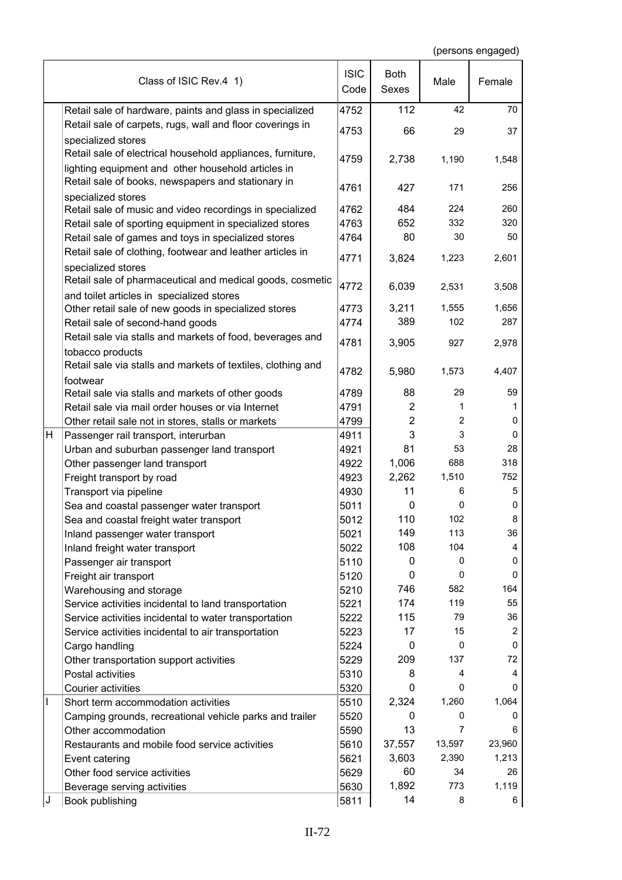(persons engaged)

| | Class of ISIC Rev.4 1) | ISIC Code | Both Sexes | Male | Female |
|---|---|---|---|---|---|
| | Retail sale of hardware, paints and glass in specialized | 4752 | 112 | 42 | 70 |
| | Retail sale of carpets, rugs, wall and floor coverings in specialized stores | 4753 | 66 | 29 | 37 |
| | Retail sale of electrical household appliances, furniture, lighting equipment and other household articles in | 4759 | 2,738 | 1,190 | 1,548 |
| | Retail sale of books, newspapers and stationary in specialized stores | 4761 | 427 | 171 | 256 |
| | Retail sale of music and video recordings in specialized | 4762 | 484 | 224 | 260 |
| | Retail sale of sporting equipment in specialized stores | 4763 | 652 | 332 | 320 |
| | Retail sale of games and toys in specialized stores | 4764 | 80 | 30 | 50 |
| | Retail sale of clothing, footwear and leather articles in specialized stores | 4771 | 3,824 | 1,223 | 2,601 |
| | Retail sale of pharmaceutical and medical goods, cosmetic and toilet articles in specialized stores | 4772 | 6,039 | 2,531 | 3,508 |
| | Other retail sale of new goods in specialized stores | 4773 | 3,211 | 1,555 | 1,656 |
| | Retail sale of second-hand goods | 4774 | 389 | 102 | 287 |
| | Retail sale via stalls and markets of food, beverages and tobacco products | 4781 | 3,905 | 927 | 2,978 |
| | Retail sale via stalls and markets of textiles, clothing and footwear | 4782 | 5,980 | 1,573 | 4,407 |
| | Retail sale via stalls and markets of other goods | 4789 | 88 | 29 | 59 |
| | Retail sale via mail order houses or via Internet | 4791 | 2 | 1 | 1 |
| | Other retail sale not in stores, stalls or markets | 4799 | 2 | 2 | 0 |
| H | Passenger rail transport, interurban | 4911 | 3 | 3 | 0 |
| | Urban and suburban passenger land transport | 4921 | 81 | 53 | 28 |
| | Other passenger land transport | 4922 | 1,006 | 688 | 318 |
| | Freight transport by road | 4923 | 2,262 | 1,510 | 752 |
| | Transport via pipeline | 4930 | 11 | 6 | 5 |
| | Sea and coastal passenger water transport | 5011 | 0 | 0 | 0 |
| | Sea and coastal freight water transport | 5012 | 110 | 102 | 8 |
| | Inland passenger water transport | 5021 | 149 | 113 | 36 |
| | Inland freight water transport | 5022 | 108 | 104 | 4 |
| | Passenger air transport | 5110 | 0 | 0 | 0 |
| | Freight air transport | 5120 | 0 | 0 | 0 |
| | Warehousing and storage | 5210 | 746 | 582 | 164 |
| | Service activities incidental to land transportation | 5221 | 174 | 119 | 55 |
| | Service activities incidental to water transportation | 5222 | 115 | 79 | 36 |
| | Service activities incidental to air transportation | 5223 | 17 | 15 | 2 |
| | Cargo handling | 5224 | 0 | 0 | 0 |
| | Other transportation support activities | 5229 | 209 | 137 | 72 |
| | Postal activities | 5310 | 8 | 4 | 4 |
| | Courier activities | 5320 | 0 | 0 | 0 |
| I | Short term accommodation activities | 5510 | 2,324 | 1,260 | 1,064 |
| | Camping grounds, recreational vehicle parks and trailer | 5520 | 0 | 0 | 0 |
| | Other accommodation | 5590 | 13 | 7 | 6 |
| | Restaurants and mobile food service activities | 5610 | 37,557 | 13,597 | 23,960 |
| | Event catering | 5621 | 3,603 | 2,390 | 1,213 |
| | Other food service activities | 5629 | 60 | 34 | 26 |
| | Beverage serving activities | 5630 | 1,892 | 773 | 1,119 |
| J | Book publishing | 5811 | 14 | 8 | 6 |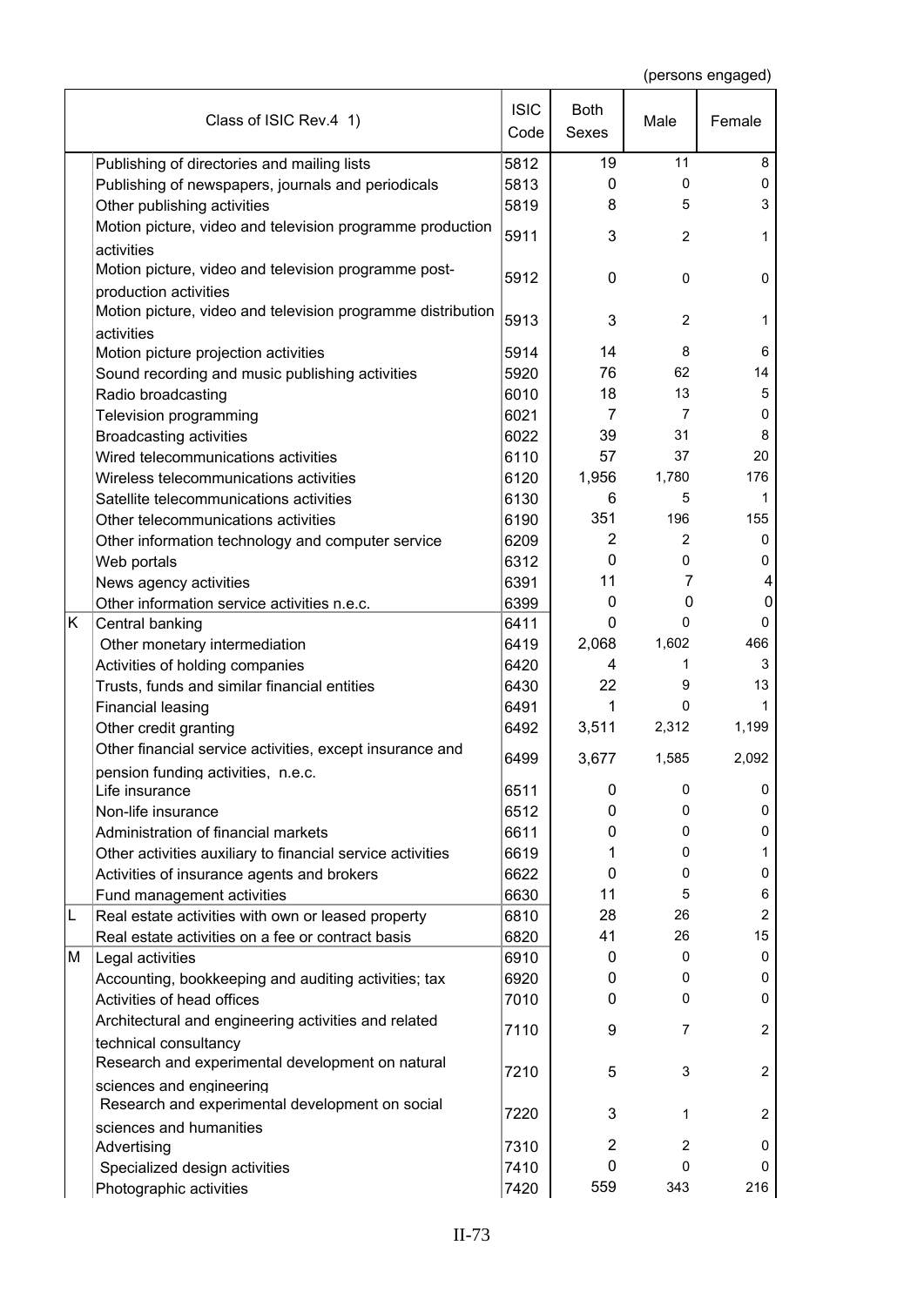(persons engaged)

| | Class of ISIC Rev.4 1) | ISIC Code | Both Sexes | Male | Female |
|---|---|---|---|---|---|
| | Publishing of directories and mailing lists | 5812 | 19 | 11 | 8 |
| | Publishing of newspapers, journals and periodicals | 5813 | 0 | 0 | 0 |
| | Other publishing activities | 5819 | 8 | 5 | 3 |
| | Motion picture, video and television programme production activities | 5911 | 3 | 2 | 1 |
| | Motion picture, video and television programme post-production activities | 5912 | 0 | 0 | 0 |
| | Motion picture, video and television programme distribution activities | 5913 | 3 | 2 | 1 |
| | Motion picture projection activities | 5914 | 14 | 8 | 6 |
| | Sound recording and music publishing activities | 5920 | 76 | 62 | 14 |
| | Radio broadcasting | 6010 | 18 | 13 | 5 |
| | Television programming | 6021 | 7 | 7 | 0 |
| | Broadcasting activities | 6022 | 39 | 31 | 8 |
| | Wired telecommunications activities | 6110 | 57 | 37 | 20 |
| | Wireless telecommunications activities | 6120 | 1,956 | 1,780 | 176 |
| | Satellite telecommunications activities | 6130 | 6 | 5 | 1 |
| | Other telecommunications activities | 6190 | 351 | 196 | 155 |
| | Other information technology and computer service | 6209 | 2 | 2 | 0 |
| | Web portals | 6312 | 0 | 0 | 0 |
| | News agency activities | 6391 | 11 | 7 | 4 |
| | Other information service activities n.e.c. | 6399 | 0 | 0 | 0 |
| K | Central banking | 6411 | 0 | 0 | 0 |
| | Other monetary intermediation | 6419 | 2,068 | 1,602 | 466 |
| | Activities of holding companies | 6420 | 4 | 1 | 3 |
| | Trusts, funds and similar financial entities | 6430 | 22 | 9 | 13 |
| | Financial leasing | 6491 | 1 | 0 | 1 |
| | Other credit granting | 6492 | 3,511 | 2,312 | 1,199 |
| | Other financial service activities, except insurance and pension funding activities, n.e.c. | 6499 | 3,677 | 1,585 | 2,092 |
| | Life insurance | 6511 | 0 | 0 | 0 |
| | Non-life insurance | 6512 | 0 | 0 | 0 |
| | Administration of financial markets | 6611 | 0 | 0 | 0 |
| | Other activities auxiliary to financial service activities | 6619 | 1 | 0 | 1 |
| | Activities of insurance agents and brokers | 6622 | 0 | 0 | 0 |
| | Fund management activities | 6630 | 11 | 5 | 6 |
| L | Real estate activities with own or leased property | 6810 | 28 | 26 | 2 |
| | Real estate activities on a fee or contract basis | 6820 | 41 | 26 | 15 |
| M | Legal activities | 6910 | 0 | 0 | 0 |
| | Accounting, bookkeeping and auditing activities; tax | 6920 | 0 | 0 | 0 |
| | Activities of head offices | 7010 | 0 | 0 | 0 |
| | Architectural and engineering activities and related technical consultancy | 7110 | 9 | 7 | 2 |
| | Research and experimental development on natural sciences and engineering | 7210 | 5 | 3 | 2 |
| | Research and experimental development on social sciences and humanities | 7220 | 3 | 1 | 2 |
| | Advertising | 7310 | 2 | 2 | 0 |
| | Specialized design activities | 7410 | 0 | 0 | 0 |
| | Photographic activities | 7420 | 559 | 343 | 216 |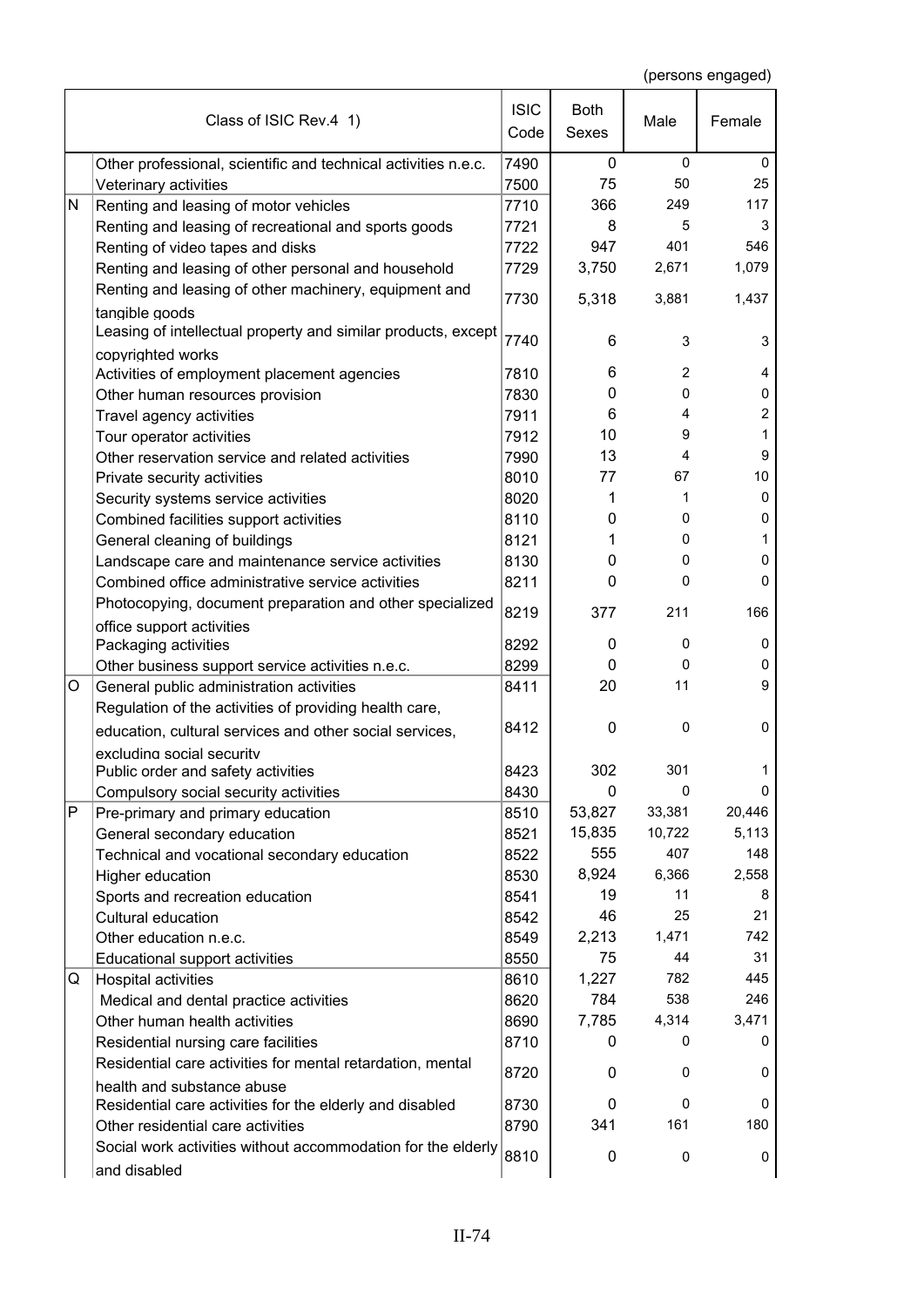(persons engaged)

| | Class of ISIC Rev.4 1) | ISIC Code | Both Sexes | Male | Female |
|---|---|---|---|---|---|
| | Other professional, scientific and technical activities n.e.c. | 7490 | 0 | 0 | 0 |
| | Veterinary activities | 7500 | 75 | 50 | 25 |
| N | Renting and leasing of motor vehicles | 7710 | 366 | 249 | 117 |
| | Renting and leasing of recreational and sports goods | 7721 | 8 | 5 | 3 |
| | Renting of video tapes and disks | 7722 | 947 | 401 | 546 |
| | Renting and leasing of other personal and household | 7729 | 3,750 | 2,671 | 1,079 |
| | Renting and leasing of other machinery, equipment and tangible goods | 7730 | 5,318 | 3,881 | 1,437 |
| | Leasing of intellectual property and similar products, except copyrighted works | 7740 | 6 | 3 | 3 |
| | Activities of employment placement agencies | 7810 | 6 | 2 | 4 |
| | Other human resources provision | 7830 | 0 | 0 | 0 |
| | Travel agency activities | 7911 | 6 | 4 | 2 |
| | Tour operator activities | 7912 | 10 | 9 | 1 |
| | Other reservation service and related activities | 7990 | 13 | 4 | 9 |
| | Private security activities | 8010 | 77 | 67 | 10 |
| | Security systems service activities | 8020 | 1 | 1 | 0 |
| | Combined facilities support activities | 8110 | 0 | 0 | 0 |
| | General cleaning of buildings | 8121 | 1 | 0 | 1 |
| | Landscape care and maintenance service activities | 8130 | 0 | 0 | 0 |
| | Combined office administrative service activities | 8211 | 0 | 0 | 0 |
| | Photocopying, document preparation and other specialized office support activities | 8219 | 377 | 211 | 166 |
| | Packaging activities | 8292 | 0 | 0 | 0 |
| | Other business support service activities n.e.c. | 8299 | 0 | 0 | 0 |
| O | General public administration activities | 8411 | 20 | 11 | 9 |
| | Regulation of the activities of providing health care, education, cultural services and other social services, excluding social security | 8412 | 0 | 0 | 0 |
| | Public order and safety activities | 8423 | 302 | 301 | 1 |
| | Compulsory social security activities | 8430 | 0 | 0 | 0 |
| P | Pre-primary and primary education | 8510 | 53,827 | 33,381 | 20,446 |
| | General secondary education | 8521 | 15,835 | 10,722 | 5,113 |
| | Technical and vocational secondary education | 8522 | 555 | 407 | 148 |
| | Higher education | 8530 | 8,924 | 6,366 | 2,558 |
| | Sports and recreation education | 8541 | 19 | 11 | 8 |
| | Cultural education | 8542 | 46 | 25 | 21 |
| | Other education n.e.c. | 8549 | 2,213 | 1,471 | 742 |
| | Educational support activities | 8550 | 75 | 44 | 31 |
| Q | Hospital activities | 8610 | 1,227 | 782 | 445 |
| | Medical and dental practice activities | 8620 | 784 | 538 | 246 |
| | Other human health activities | 8690 | 7,785 | 4,314 | 3,471 |
| | Residential nursing care facilities | 8710 | 0 | 0 | 0 |
| | Residential care activities for mental retardation, mental health and substance abuse | 8720 | 0 | 0 | 0 |
| | Residential care activities for the elderly and disabled | 8730 | 0 | 0 | 0 |
| | Other residential care activities | 8790 | 341 | 161 | 180 |
| | Social work activities without accommodation for the elderly and disabled | 8810 | 0 | 0 | 0 |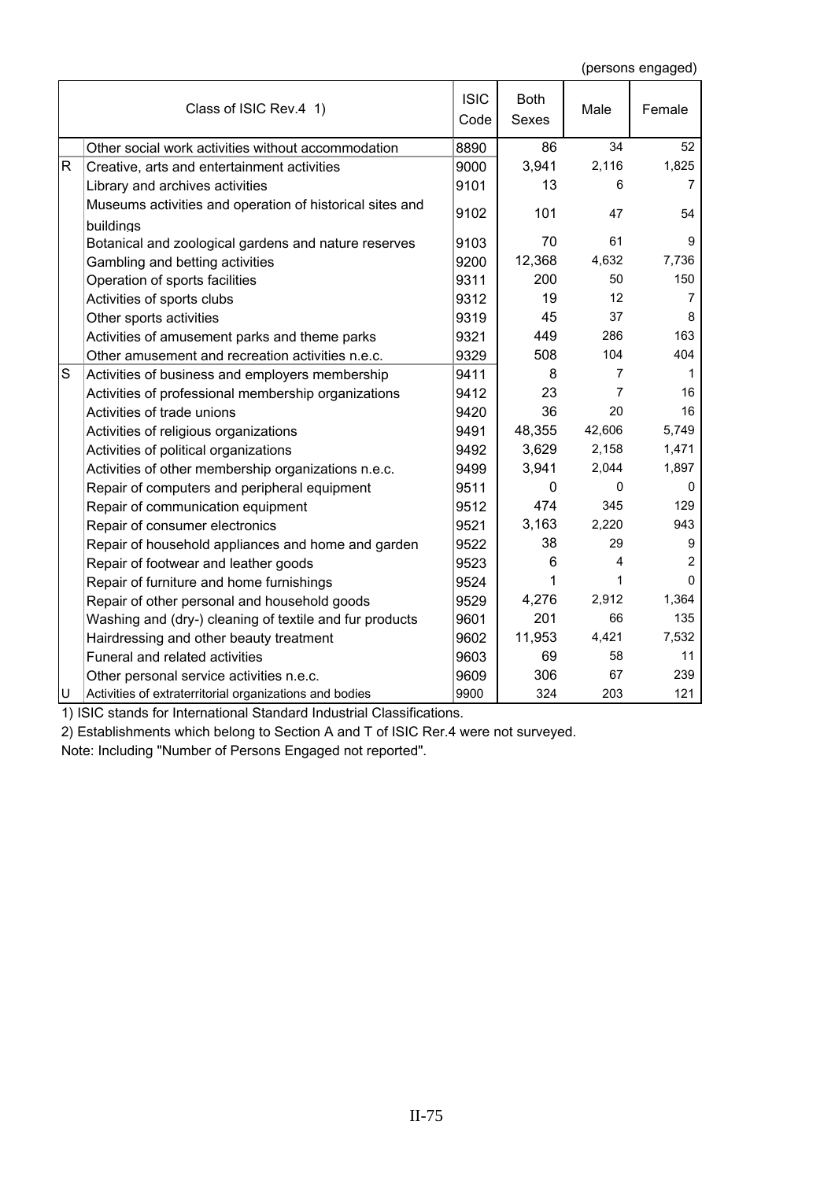(persons engaged)

| | Class of ISIC Rev.4 1) | ISIC Code | Both Sexes | Male | Female |
|---|---|---|---|---|---|
| | Other social work activities without accommodation | 8890 | 86 | 34 | 52 |
| R | Creative, arts and entertainment activities | 9000 | 3,941 | 2,116 | 1,825 |
| | Library and archives activities | 9101 | 13 | 6 | 7 |
| | Museums activities and operation of historical sites and buildings | 9102 | 101 | 47 | 54 |
| | Botanical and zoological gardens and nature reserves | 9103 | 70 | 61 | 9 |
| | Gambling and betting activities | 9200 | 12,368 | 4,632 | 7,736 |
| | Operation of sports facilities | 9311 | 200 | 50 | 150 |
| | Activities of sports clubs | 9312 | 19 | 12 | 7 |
| | Other sports activities | 9319 | 45 | 37 | 8 |
| | Activities of amusement parks and theme parks | 9321 | 449 | 286 | 163 |
| | Other amusement and recreation activities n.e.c. | 9329 | 508 | 104 | 404 |
| S | Activities of business and employers membership | 9411 | 8 | 7 | 1 |
| | Activities of professional membership organizations | 9412 | 23 | 7 | 16 |
| | Activities of trade unions | 9420 | 36 | 20 | 16 |
| | Activities of religious organizations | 9491 | 48,355 | 42,606 | 5,749 |
| | Activities of political organizations | 9492 | 3,629 | 2,158 | 1,471 |
| | Activities of other membership organizations n.e.c. | 9499 | 3,941 | 2,044 | 1,897 |
| | Repair of computers and peripheral equipment | 9511 | 0 | 0 | 0 |
| | Repair of communication equipment | 9512 | 474 | 345 | 129 |
| | Repair of consumer electronics | 9521 | 3,163 | 2,220 | 943 |
| | Repair of household appliances and home and garden | 9522 | 38 | 29 | 9 |
| | Repair of footwear and leather goods | 9523 | 6 | 4 | 2 |
| | Repair of furniture and home furnishings | 9524 | 1 | 1 | 0 |
| | Repair of other personal and household goods | 9529 | 4,276 | 2,912 | 1,364 |
| | Washing and (dry-) cleaning of textile and fur products | 9601 | 201 | 66 | 135 |
| | Hairdressing and other beauty treatment | 9602 | 11,953 | 4,421 | 7,532 |
| | Funeral and related activities | 9603 | 69 | 58 | 11 |
| | Other personal service activities n.e.c. | 9609 | 306 | 67 | 239 |
| U | Activities of extraterritorial organizations and bodies | 9900 | 324 | 203 | 121 |

1) ISIC stands for International Standard Industrial Classifications.

2) Establishments which belong to Section A and T of ISIC Rer.4 were not surveyed.

Note: Including "Number of Persons Engaged not reported".